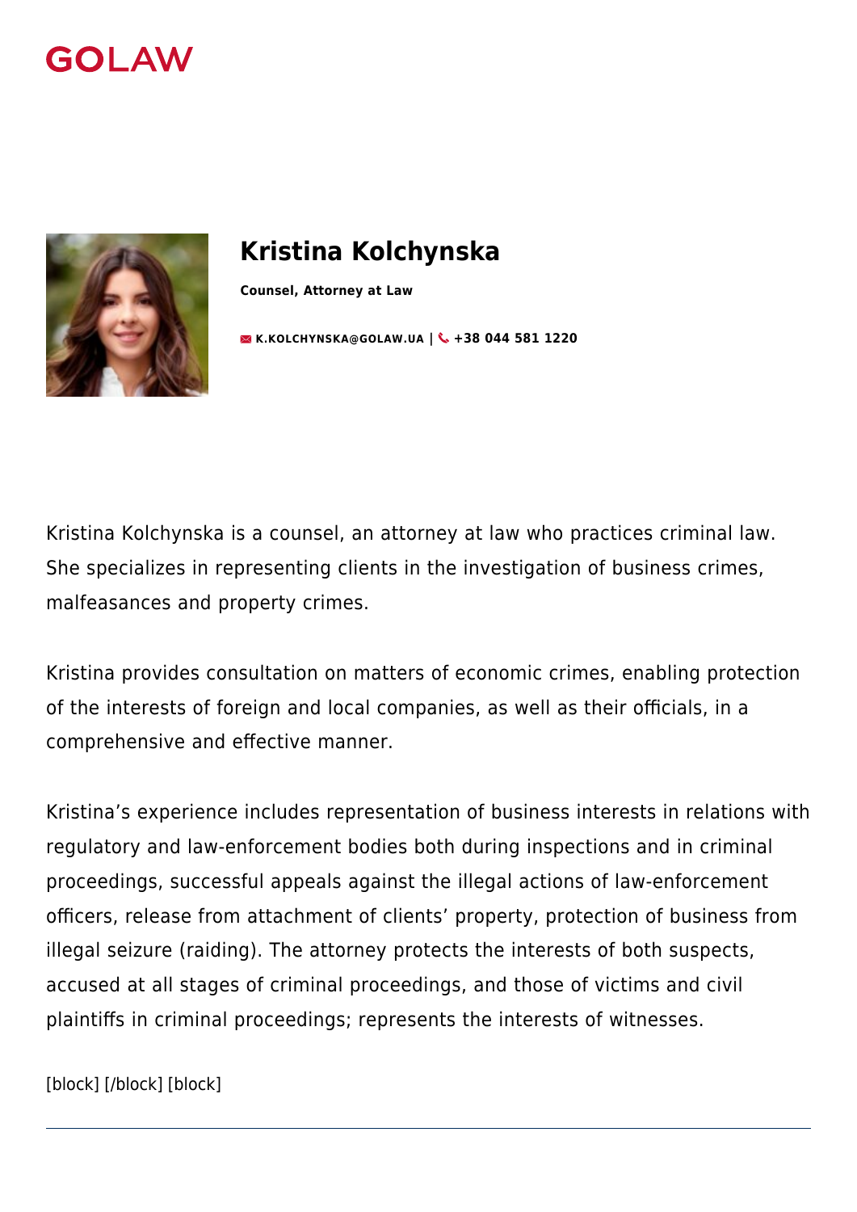GOLAW

# Kristina Kolchynska

**Counsel, Attorney at Law**

K.KOLCHYNSKA@GOLAW.UA | +38 044 581 1220

Kristina Kolchynska is a counsel, an attorney at law who practices criminal law. She specializes in representing clients in the investigation of business crimes, malfeasances and property crimes.

Kristina provides consultation on matters of economic crimes, enabling protection of the interests of foreign and local companies, as well as their officials, in a comprehensive and effective manner.

Kristina's experience includes representation of business interests in relations with regulatory and law-enforcement bodies both during inspections and in criminal proceedings, successful appeals against the illegal actions of law-enforcement officers, release from attachment of clients' property, protection of business from illegal seizure (raiding). The attorney protects the interests of both suspects, accused at all stages of criminal proceedings, and those of victims and civil plaintiffs in criminal proceedings; represents the interests of witnesses.

[block] [/block] [block]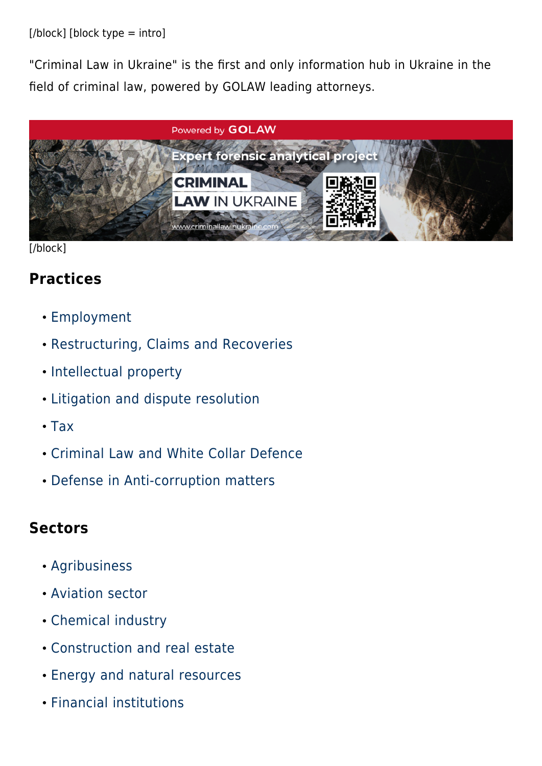[/block] [block type = intro]

"Criminal Law in Ukraine" is the first and only information hub in Ukraine in the field of criminal law, powered by GOLAW leading attorneys.

[/block]

## Practices

- Employment
- Restructuring, Claims and Recoveries
- Intellectual property
- Litigation and dispute resolution
- Tax
- Criminal Law and White Collar Defence
- Defense in Anti-corruption matters

## Sectors

- Agribusiness
- Aviation sector
- Chemical industry
- Construction and real estate
- Energy and natural resources
- Financial institutions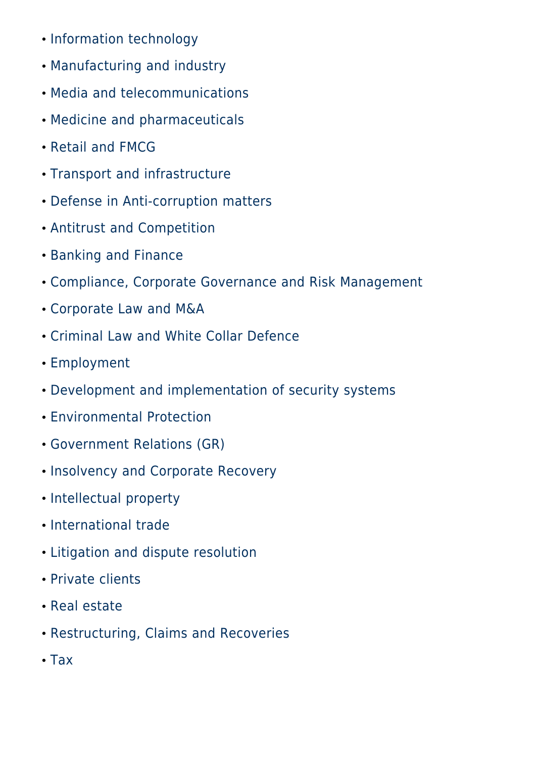- Information technology
- Manufacturing and industry
- Media and telecommunications
- Medicine and pharmaceuticals
- Retail and FMCG
- Transport and infrastructure
- Defense in Anti-corruption matters
- Antitrust and Competition
- Banking and Finance
- Compliance, Corporate Governance and Risk Management
- Corporate Law and M&A
- Criminal Law and White Collar Defence
- Employment
- Development and implementation of security systems
- Environmental Protection
- Government Relations (GR)
- Insolvency and Corporate Recovery
- Intellectual property
- International trade
- Litigation and dispute resolution
- Private clients
- Real estate
- Restructuring, Claims and Recoveries
- Tax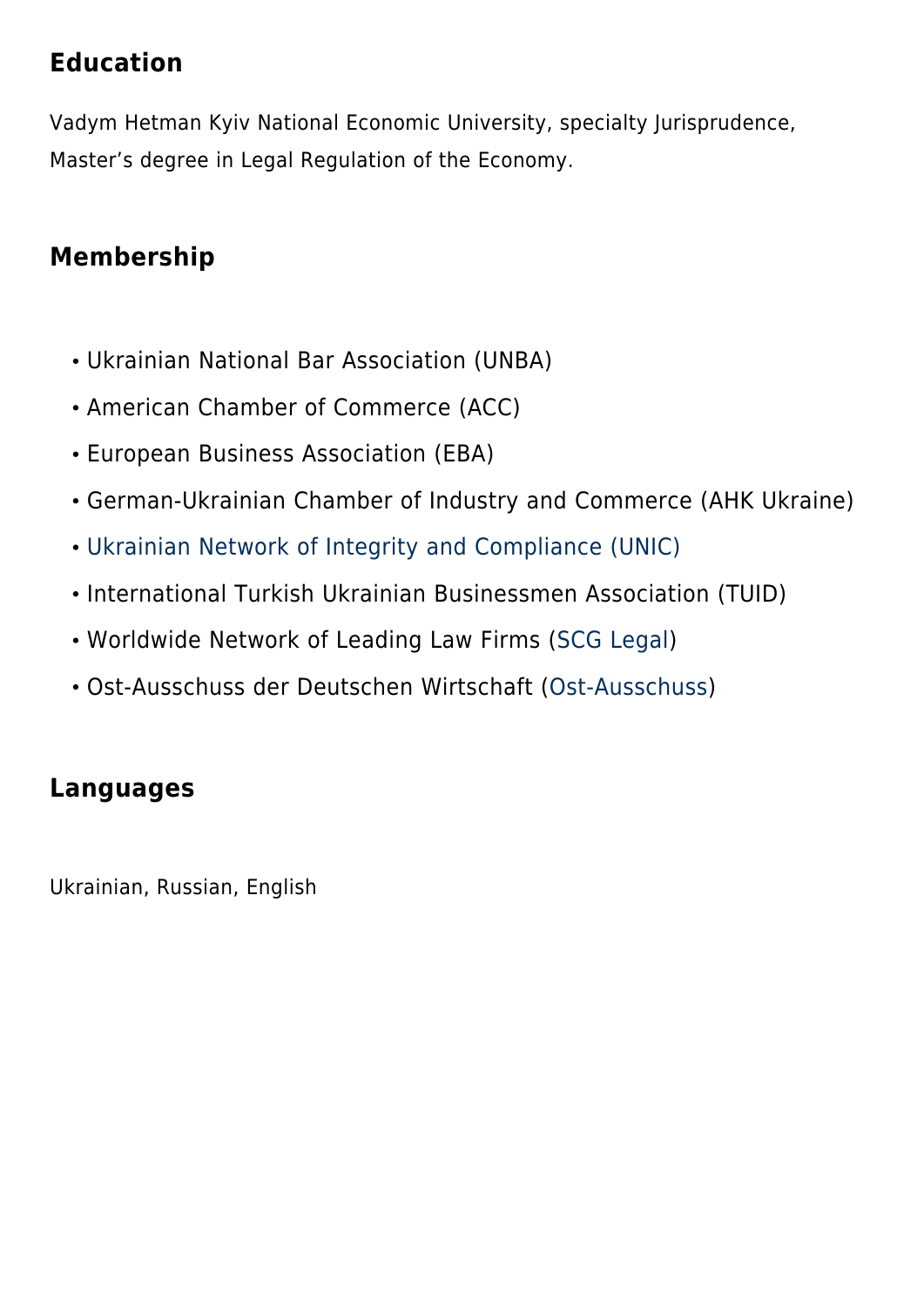## Education

Vadym Hetman Kyiv National Economic University, specialty Jurisprudence, Master's degree in Legal Regulation of the Economy.

## Membership

- Ukrainian National Bar Association (UNBA)
- American Chamber of Commerce (ACC)
- European Business Association (EBA)
- German-Ukrainian Chamber of Industry and Commerce (AHK Ukraine)
- Ukrainian Network of Integrity and Compliance (UNIC)
- International Turkish Ukrainian Businessmen Association (TUID)
- Worldwide Network of Leading Law Firms (SCG Legal)
- Ost-Ausschuss der Deutschen Wirtschaft (Ost-Ausschuss)

## Languages

Ukrainian, Russian, English